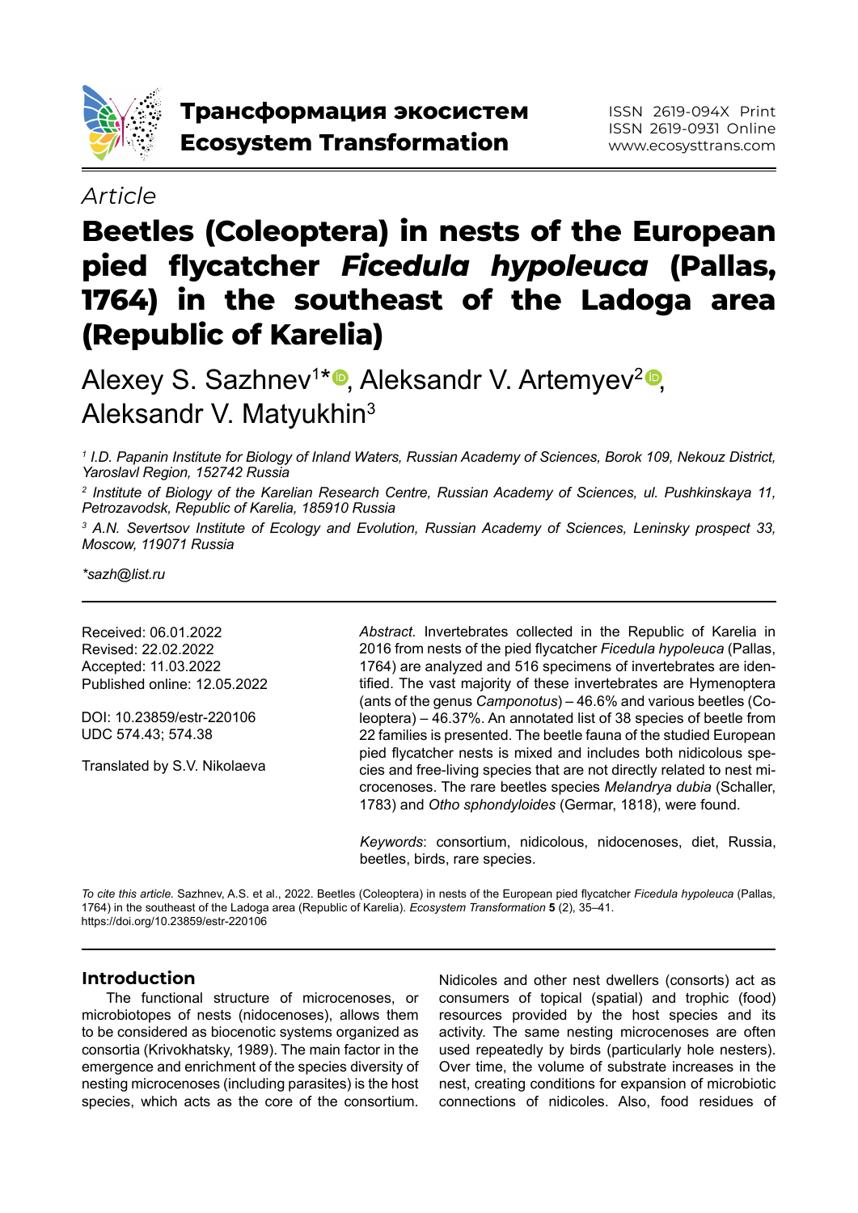Трансформация экосистем
Ecosystem Transformation

ISSN 2619-094X Print
ISSN 2619-0931 Online
www.ecosysttrans.com

*Article*

# Beetles (Coleoptera) in nests of the European pied flycatcher *Ficedula hypoleuca* (Pallas, 1764) in the southeast of the Ladoga area (Republic of Karelia)

Alexey S. Sazhnev[1]*, Aleksandr V. Artemyev[2], Aleksandr V. Matyukhin[3]

*[1] I.D. Papanin Institute for Biology of Inland Waters, Russian Academy of Sciences, Borok 109, Nekouz District, Yaroslavl Region, 152742 Russia*

*[2] Institute of Biology of the Karelian Research Centre, Russian Academy of Sciences, ul. Pushkinskaya 11, Petrozavodsk, Republic of Karelia, 185910 Russia*

*[3] A.N. Severtsov Institute of Ecology and Evolution, Russian Academy of Sciences, Leninsky prospect 33, Moscow, 119071 Russia*

*\*sazh@list.ru*

Received: 06.01.2022
Revised: 22.02.2022
Accepted: 11.03.2022
Published online: 12.05.2022

DOI: 10.23859/estr-220106
UDC 574.43; 574.38

Translated by S.V. Nikolaeva

*Abstract.* Invertebrates collected in the Republic of Karelia in 2016 from nests of the pied flycatcher *Ficedula hypoleuca* (Pallas, 1764) are analyzed and 516 specimens of invertebrates are identified. The vast majority of these invertebrates are Hymenoptera (ants of the genus *Camponotus*) – 46.6% and various beetles (Coleoptera) – 46.37%. An annotated list of 38 species of beetle from 22 families is presented. The beetle fauna of the studied European pied flycatcher nests is mixed and includes both nidicolous species and free-living species that are not directly related to nest microcenoses. The rare beetles species *Melandrya dubia* (Schaller, 1783) and *Otho sphondyloides* (Germar, 1818), were found.

*Keywords*: consortium, nidicolous, nidocenoses, diet, Russia, beetles, birds, rare species.

*To cite this article.* Sazhnev, A.S. et al., 2022. Beetles (Coleoptera) in nests of the European pied flycatcher *Ficedula hypoleuca* (Pallas, 1764) in the southeast of the Ladoga area (Republic of Karelia). *Ecosystem Transformation* **5** (2), 35–41. https://doi.org/10.23859/estr-220106

## Introduction

The functional structure of microcenoses, or microbiotopes of nests (nidocenoses), allows them to be considered as biocenotic systems organized as consortia (Krivokhatsky, 1989). The main factor in the emergence and enrichment of the species diversity of nesting microcenoses (including parasites) is the host species, which acts as the core of the consortium. Nidicoles and other nest dwellers (consorts) act as consumers of topical (spatial) and trophic (food) resources provided by the host species and its activity. The same nesting microcenoses are often used repeatedly by birds (particularly hole nesters). Over time, the volume of substrate increases in the nest, creating conditions for expansion of microbiotic connections of nidicoles. Also, food residues of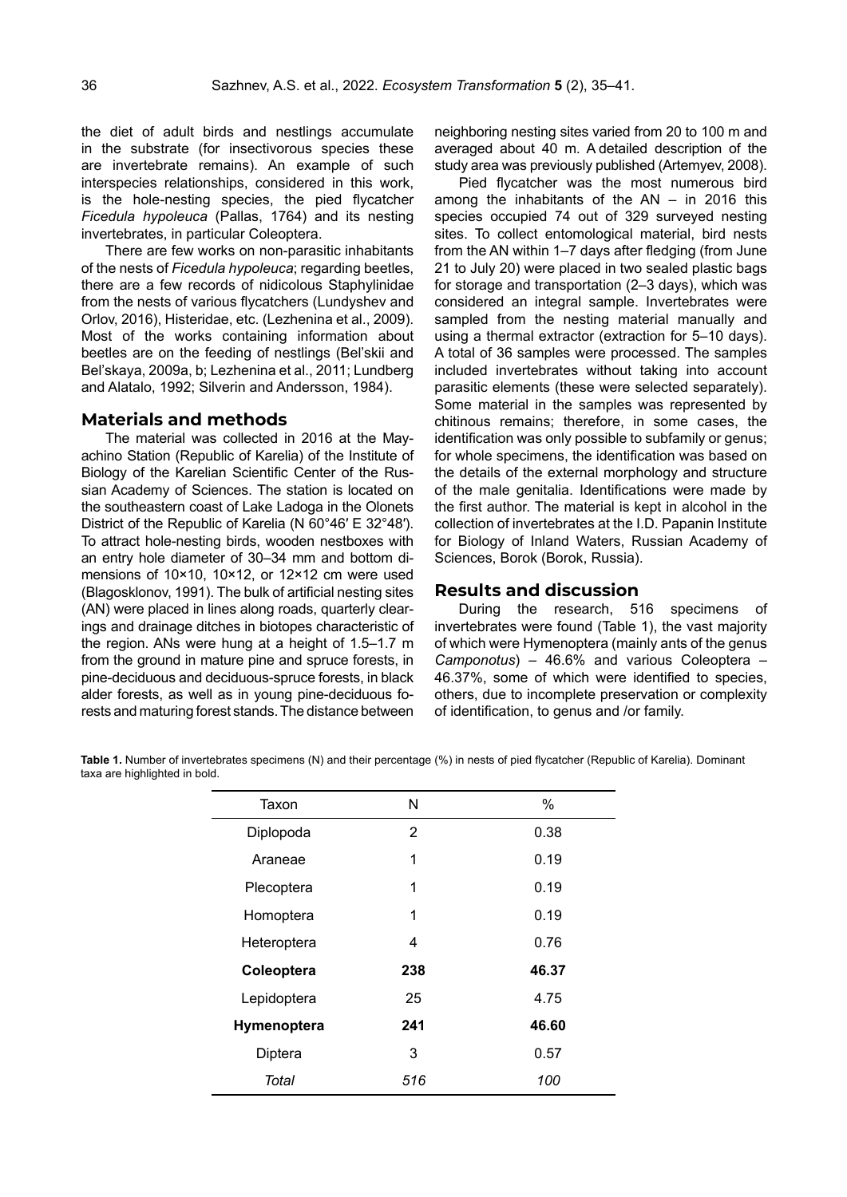the diet of adult birds and nestlings accumulate in the substrate (for insectivorous species these are invertebrate remains). An example of such interspecies relationships, considered in this work, is the hole-nesting species, the pied flycatcher *Ficedula hypoleuca* (Pallas, 1764) and its nesting invertebrates, in particular Coleoptera.

There are few works on non-parasitic inhabitants of the nests of *Ficedula hypoleuca*; regarding beetles, there are a few records of nidicolous Staphylinidae from the nests of various flycatchers (Lundyshev and Orlov, 2016), Histeridae, etc. (Lezhenina et al., 2009). Most of the works containing information about beetles are on the feeding of nestlings (Bel'skii and Bel'skaya, 2009a, b; Lezhenina et al., 2011; Lundberg and Alatalo, 1992; Silverin and Andersson, 1984).

## Materials and methods

The material was collected in 2016 at the Mayachino Station (Republic of Karelia) of the Institute of Biology of the Karelian Scientific Center of the Russian Academy of Sciences. The station is located on the southeastern coast of Lake Ladoga in the Olonets District of the Republic of Karelia (N 60°46′ E 32°48′). To attract hole-nesting birds, wooden nestboxes with an entry hole diameter of 30–34 mm and bottom dimensions of 10×10, 10×12, or 12×12 cm were used (Blagosklonov, 1991). The bulk of artificial nesting sites (AN) were placed in lines along roads, quarterly clearings and drainage ditches in biotopes characteristic of the region. ANs were hung at a height of 1.5–1.7 m from the ground in mature pine and spruce forests, in pine-deciduous and deciduous-spruce forests, in black alder forests, as well as in young pine-deciduous forests and maturing forest stands. The distance between neighboring nesting sites varied from 20 to 100 m and averaged about 40 m. A detailed description of the study area was previously published (Artemyev, 2008).

Pied flycatcher was the most numerous bird among the inhabitants of the AN – in 2016 this species occupied 74 out of 329 surveyed nesting sites. To collect entomological material, bird nests from the AN within 1–7 days after fledging (from June 21 to July 20) were placed in two sealed plastic bags for storage and transportation (2–3 days), which was considered an integral sample. Invertebrates were sampled from the nesting material manually and using a thermal extractor (extraction for 5–10 days). A total of 36 samples were processed. The samples included invertebrates without taking into account parasitic elements (these were selected separately). Some material in the samples was represented by chitinous remains; therefore, in some cases, the identification was only possible to subfamily or genus; for whole specimens, the identification was based on the details of the external morphology and structure of the male genitalia. Identifications were made by the first author. The material is kept in alcohol in the collection of invertebrates at the I.D. Papanin Institute for Biology of Inland Waters, Russian Academy of Sciences, Borok (Borok, Russia).

## Results and discussion

During the research, 516 specimens of invertebrates were found (Table 1), the vast majority of which were Hymenoptera (mainly ants of the genus *Camponotus*) – 46.6% and various Coleoptera – 46.37%, some of which were identified to species, others, due to incomplete preservation or complexity of identification, to genus and /or family.

**Table 1.** Number of invertebrates specimens (N) and their percentage (%) in nests of pied flycatcher (Republic of Karelia). Dominant taxa are highlighted in bold.

| Taxon | N | % |
|---|---|---|
| Diplopoda | 2 | 0.38 |
| Araneae | 1 | 0.19 |
| Plecoptera | 1 | 0.19 |
| Homoptera | 1 | 0.19 |
| Heteroptera | 4 | 0.76 |
| **Coleoptera** | **238** | **46.37** |
| Lepidoptera | 25 | 4.75 |
| **Hymenoptera** | **241** | **46.60** |
| Diptera | 3 | 0.57 |
| *Total* | *516* | *100* |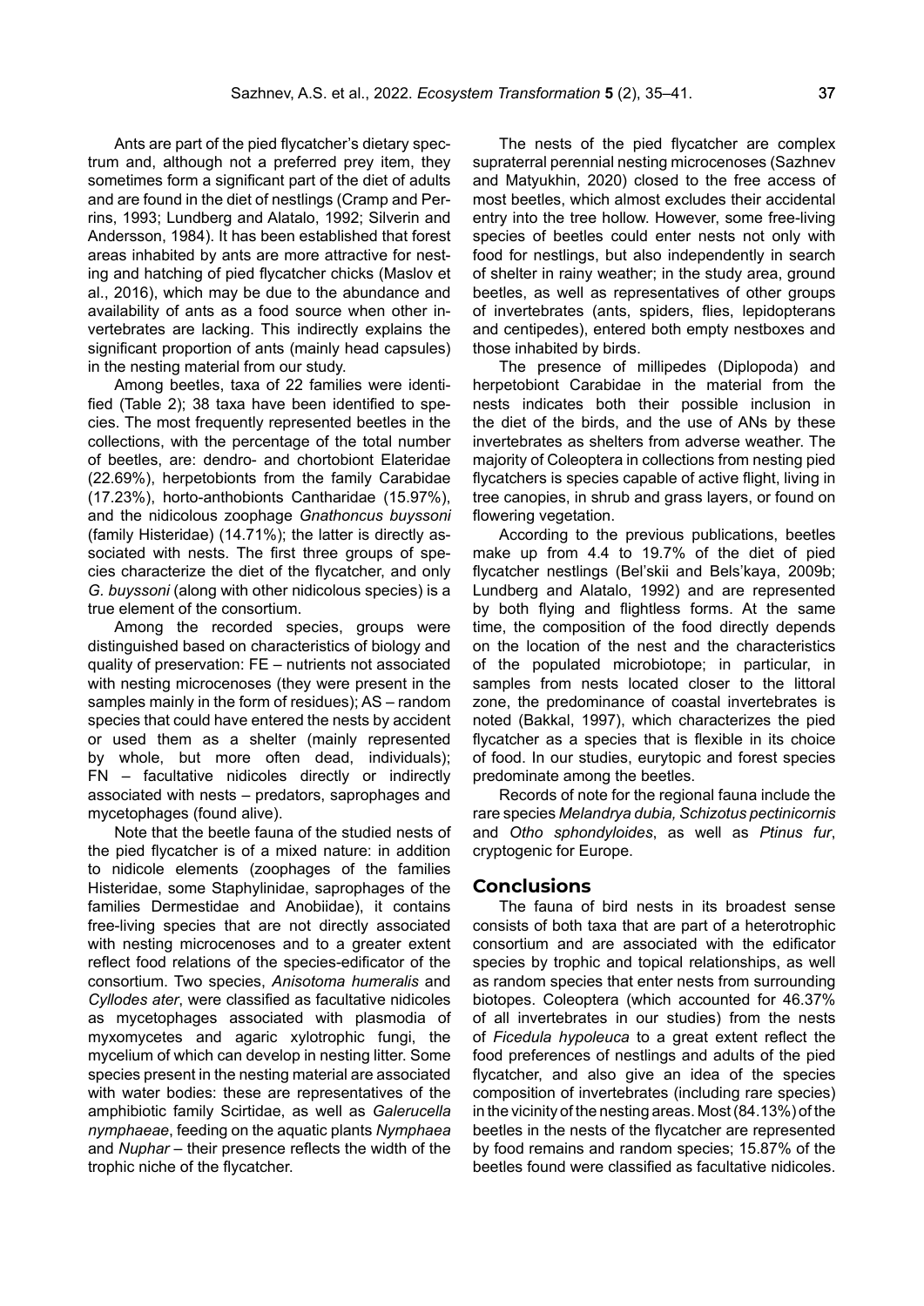Ants are part of the pied flycatcher's dietary spectrum and, although not a preferred prey item, they sometimes form a significant part of the diet of adults and are found in the diet of nestlings (Cramp and Perrins, 1993; Lundberg and Alatalo, 1992; Silverin and Andersson, 1984). It has been established that forest areas inhabited by ants are more attractive for nesting and hatching of pied flycatcher chicks (Maslov et al., 2016), which may be due to the abundance and availability of ants as a food source when other invertebrates are lacking. This indirectly explains the significant proportion of ants (mainly head capsules) in the nesting material from our study.

Among beetles, taxa of 22 families were identified (Table 2); 38 taxa have been identified to species. The most frequently represented beetles in the collections, with the percentage of the total number of beetles, are: dendro- and chortobiont Elateridae (22.69%), herpetobionts from the family Carabidae (17.23%), horto-anthobionts Cantharidae (15.97%), and the nidicolous zoophage *Gnathoncus buyssoni* (family Histeridae) (14.71%); the latter is directly associated with nests. The first three groups of species characterize the diet of the flycatcher, and only *G. buyssoni* (along with other nidicolous species) is a true element of the consortium.

Among the recorded species, groups were distinguished based on characteristics of biology and quality of preservation: FE – nutrients not associated with nesting microcenoses (they were present in the samples mainly in the form of residues); AS – random species that could have entered the nests by accident or used them as a shelter (mainly represented by whole, but more often dead, individuals); FN – facultative nidicoles directly or indirectly associated with nests – predators, saprophages and mycetophages (found alive).

Note that the beetle fauna of the studied nests of the pied flycatcher is of a mixed nature: in addition to nidicole elements (zoophages of the families Histeridae, some Staphylinidae, saprophages of the families Dermestidae and Anobiidae), it contains free-living species that are not directly associated with nesting microcenoses and to a greater extent reflect food relations of the species-edificator of the consortium. Two species, *Anisotoma humeralis* and *Cyllodes ater*, were classified as facultative nidicoles as mycetophages associated with plasmodia of myxomycetes and agaric xylotrophic fungi, the mycelium of which can develop in nesting litter. Some species present in the nesting material are associated with water bodies: these are representatives of the amphibiotic family Scirtidae, as well as *Galerucella nymphaeae*, feeding on the aquatic plants *Nymphaea* and *Nuphar* – their presence reflects the width of the trophic niche of the flycatcher.

The nests of the pied flycatcher are complex supraterral perennial nesting microcenoses (Sazhnev and Matyukhin, 2020) closed to the free access of most beetles, which almost excludes their accidental entry into the tree hollow. However, some free-living species of beetles could enter nests not only with food for nestlings, but also independently in search of shelter in rainy weather; in the study area, ground beetles, as well as representatives of other groups of invertebrates (ants, spiders, flies, lepidopterans and centipedes), entered both empty nestboxes and those inhabited by birds.

The presence of millipedes (Diplopoda) and herpetobiont Carabidae in the material from the nests indicates both their possible inclusion in the diet of the birds, and the use of ANs by these invertebrates as shelters from adverse weather. The majority of Coleoptera in collections from nesting pied flycatchers is species capable of active flight, living in tree canopies, in shrub and grass layers, or found on flowering vegetation.

According to the previous publications, beetles make up from 4.4 to 19.7% of the diet of pied flycatcher nestlings (Bel'skii and Bels'kaya, 2009b; Lundberg and Alatalo, 1992) and are represented by both flying and flightless forms. At the same time, the composition of the food directly depends on the location of the nest and the characteristics of the populated microbiotope; in particular, in samples from nests located closer to the littoral zone, the predominance of coastal invertebrates is noted (Bakkal, 1997), which characterizes the pied flycatcher as a species that is flexible in its choice of food. In our studies, eurytopic and forest species predominate among the beetles.

Records of note for the regional fauna include the rare species *Melandrya dubia, Schizotus pectinicornis* and *Otho sphondyloides*, as well as *Ptinus fur*, cryptogenic for Europe.

## Conclusions

The fauna of bird nests in its broadest sense consists of both taxa that are part of a heterotrophic consortium and are associated with the edificator species by trophic and topical relationships, as well as random species that enter nests from surrounding biotopes. Coleoptera (which accounted for 46.37% of all invertebrates in our studies) from the nests of *Ficedula hypoleuca* to a great extent reflect the food preferences of nestlings and adults of the pied flycatcher, and also give an idea of the species composition of invertebrates (including rare species) in the vicinity of the nesting areas. Most (84.13%) of the beetles in the nests of the flycatcher are represented by food remains and random species; 15.87% of the beetles found were classified as facultative nidicoles.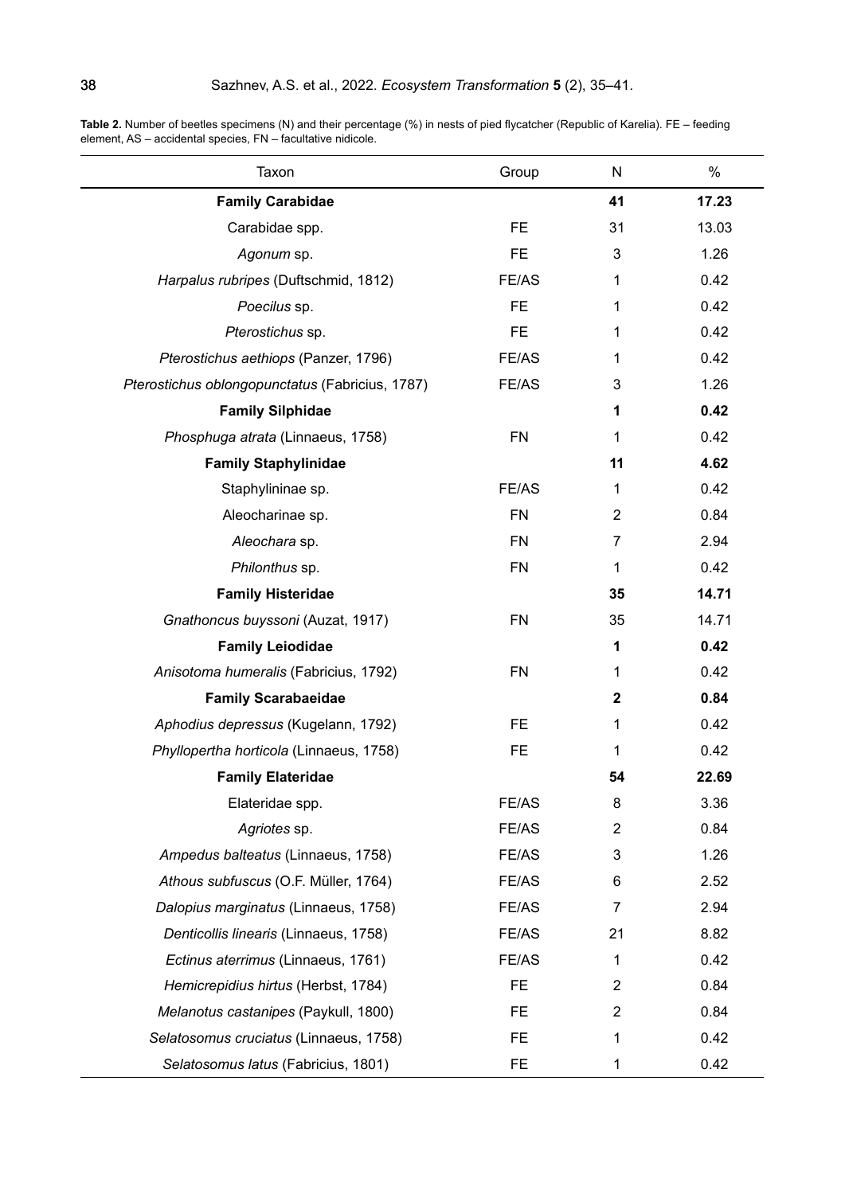**Table 2.** Number of beetles specimens (N) and their percentage (%) in nests of pied flycatcher (Republic of Karelia). FE – feeding element, AS – accidental species, FN – facultative nidicole.

| Taxon | Group | N | % |
|---|---|---|---|
| **Family Carabidae** | | **41** | **17.23** |
| Carabidae spp. | FE | 31 | 13.03 |
| *Agonum* sp. | FE | 3 | 1.26 |
| *Harpalus rubripes* (Duftschmid, 1812) | FE/AS | 1 | 0.42 |
| *Poecilus* sp. | FE | 1 | 0.42 |
| *Pterostichus* sp. | FE | 1 | 0.42 |
| *Pterostichus aethiops* (Panzer, 1796) | FE/AS | 1 | 0.42 |
| *Pterostichus oblongopunctatus* (Fabricius, 1787) | FE/AS | 3 | 1.26 |
| **Family Silphidae** | | **1** | **0.42** |
| *Phosphuga atrata* (Linnaeus, 1758) | FN | 1 | 0.42 |
| **Family Staphylinidae** | | **11** | **4.62** |
| Staphylininae sp. | FE/AS | 1 | 0.42 |
| Aleocharinae sp. | FN | 2 | 0.84 |
| *Aleochara* sp. | FN | 7 | 2.94 |
| *Philonthus* sp. | FN | 1 | 0.42 |
| **Family Histeridae** | | **35** | **14.71** |
| *Gnathoncus buyssoni* (Auzat, 1917) | FN | 35 | 14.71 |
| **Family Leiodidae** | | **1** | **0.42** |
| *Anisotoma humeralis* (Fabricius, 1792) | FN | 1 | 0.42 |
| **Family Scarabaeidae** | | **2** | **0.84** |
| *Aphodius depressus* (Kugelann, 1792) | FE | 1 | 0.42 |
| *Phyllopertha horticola* (Linnaeus, 1758) | FE | 1 | 0.42 |
| **Family Elateridae** | | **54** | **22.69** |
| Elateridae spp. | FE/AS | 8 | 3.36 |
| *Agriotes* sp. | FE/AS | 2 | 0.84 |
| *Ampedus balteatus* (Linnaeus, 1758) | FE/AS | 3 | 1.26 |
| *Athous subfuscus* (O.F. Müller, 1764) | FE/AS | 6 | 2.52 |
| *Dalopius marginatus* (Linnaeus, 1758) | FE/AS | 7 | 2.94 |
| *Denticollis linearis* (Linnaeus, 1758) | FE/AS | 21 | 8.82 |
| *Ectinus aterrimus* (Linnaeus, 1761) | FE/AS | 1 | 0.42 |
| *Hemicrepidius hirtus* (Herbst, 1784) | FE | 2 | 0.84 |
| *Melanotus castanipes* (Paykull, 1800) | FE | 2 | 0.84 |
| *Selatosomus cruciatus* (Linnaeus, 1758) | FE | 1 | 0.42 |
| *Selatosomus latus* (Fabricius, 1801) | FE | 1 | 0.42 |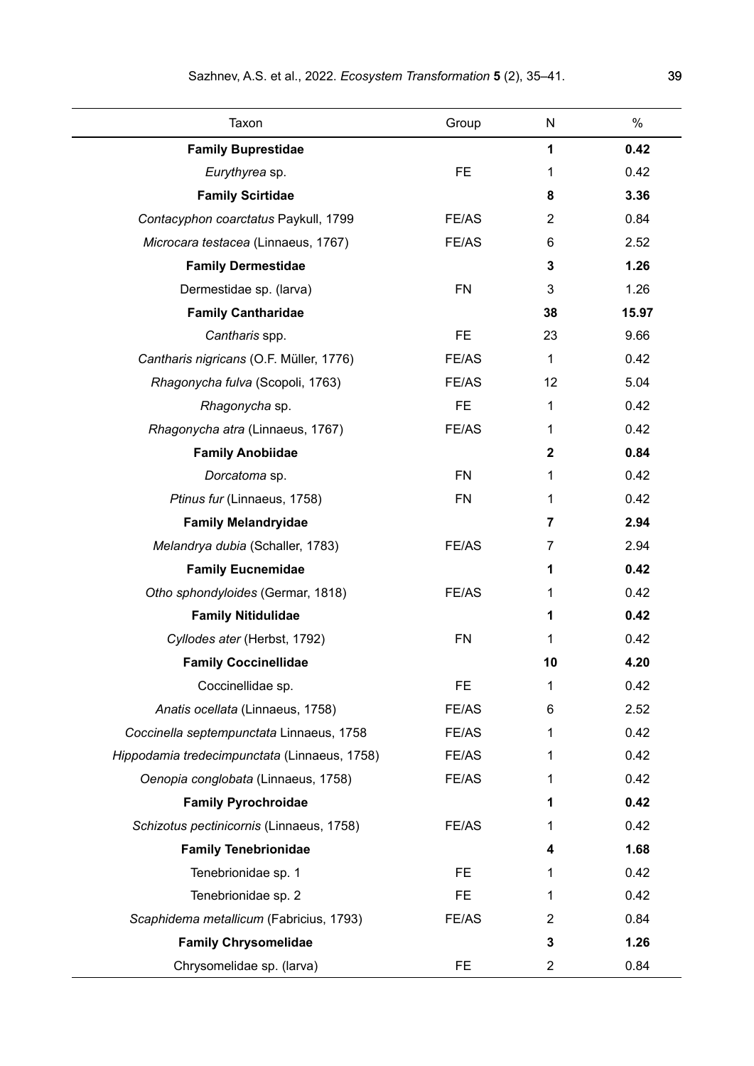| Taxon | Group | N | % |
|---|---|---|---|
| **Family Buprestidae** | | **1** | **0.42** |
| *Eurythyrea* sp. | FE | 1 | 0.42 |
| **Family Scirtidae** | | **8** | **3.36** |
| *Contacyphon coarctatus* Paykull, 1799 | FE/AS | 2 | 0.84 |
| *Microcara testacea* (Linnaeus, 1767) | FE/AS | 6 | 2.52 |
| **Family Dermestidae** | | **3** | **1.26** |
| Dermestidae sp. (larva) | FN | 3 | 1.26 |
| **Family Cantharidae** | | **38** | **15.97** |
| *Cantharis* spp. | FE | 23 | 9.66 |
| *Cantharis nigricans* (O.F. Müller, 1776) | FE/AS | 1 | 0.42 |
| *Rhagonycha fulva* (Scopoli, 1763) | FE/AS | 12 | 5.04 |
| *Rhagonycha* sp. | FE | 1 | 0.42 |
| *Rhagonycha atra* (Linnaeus, 1767) | FE/AS | 1 | 0.42 |
| **Family Anobiidae** | | **2** | **0.84** |
| *Dorcatoma* sp. | FN | 1 | 0.42 |
| *Ptinus fur* (Linnaeus, 1758) | FN | 1 | 0.42 |
| **Family Melandryidae** | | **7** | **2.94** |
| *Melandrya dubia* (Schaller, 1783) | FE/AS | 7 | 2.94 |
| **Family Eucnemidae** | | **1** | **0.42** |
| *Otho sphondyloides* (Germar, 1818) | FE/AS | 1 | 0.42 |
| **Family Nitidulidae** | | **1** | **0.42** |
| *Cyllodes ater* (Herbst, 1792) | FN | 1 | 0.42 |
| **Family Coccinellidae** | | **10** | **4.20** |
| Coccinellidae sp. | FE | 1 | 0.42 |
| *Anatis ocellata* (Linnaeus, 1758) | FE/AS | 6 | 2.52 |
| *Coccinella septempunctata* Linnaeus, 1758 | FE/AS | 1 | 0.42 |
| *Hippodamia tredecimpunctata* (Linnaeus, 1758) | FE/AS | 1 | 0.42 |
| *Oenopia conglobata* (Linnaeus, 1758) | FE/AS | 1 | 0.42 |
| **Family Pyrochroidae** | | **1** | **0.42** |
| *Schizotus pectinicornis* (Linnaeus, 1758) | FE/AS | 1 | 0.42 |
| **Family Tenebrionidae** | | **4** | **1.68** |
| Tenebrionidae sp. 1 | FE | 1 | 0.42 |
| Tenebrionidae sp. 2 | FE | 1 | 0.42 |
| *Scaphidema metallicum* (Fabricius, 1793) | FE/AS | 2 | 0.84 |
| **Family Chrysomelidae** | | **3** | **1.26** |
| Chrysomelidae sp. (larva) | FE | 2 | 0.84 |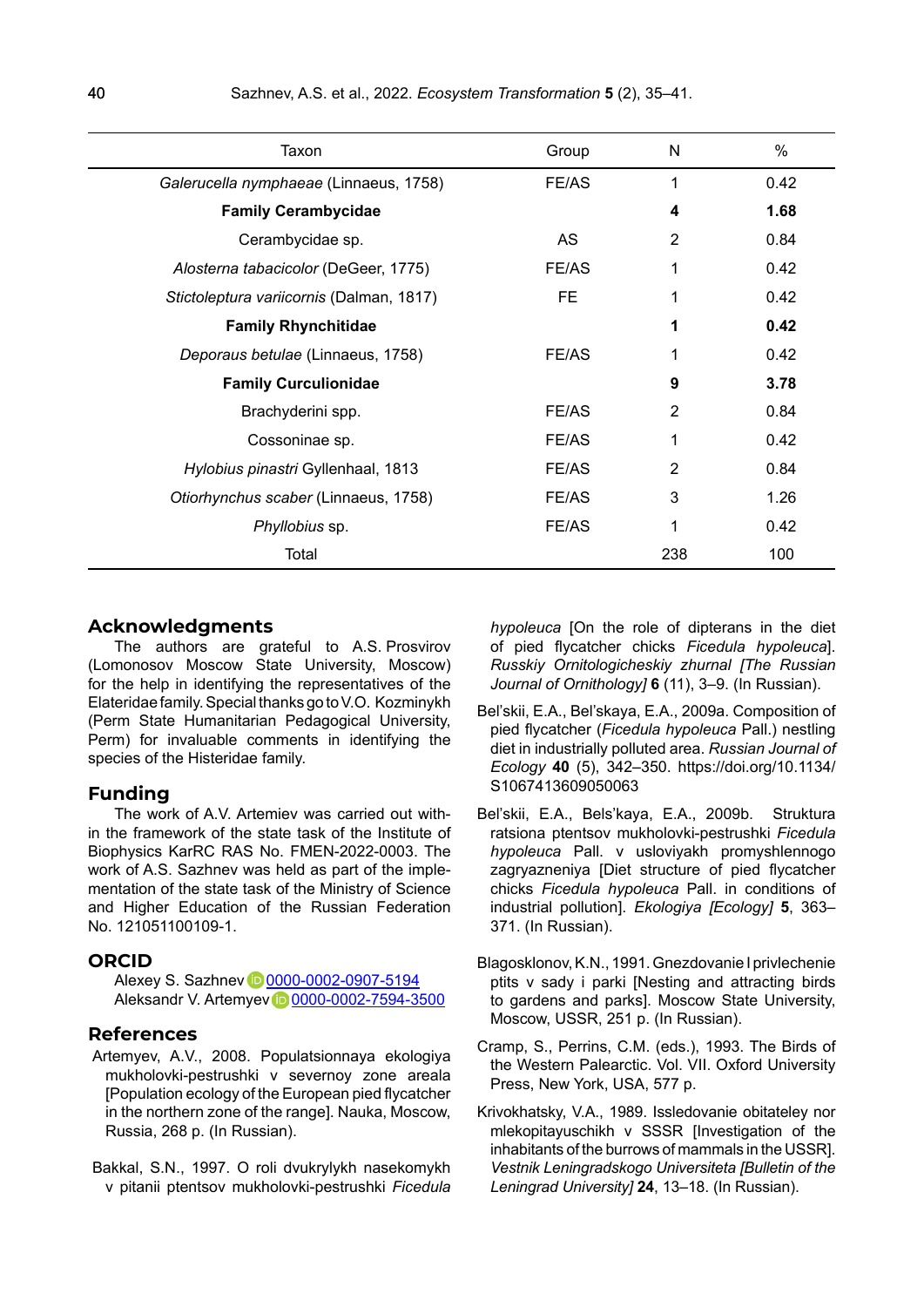| Taxon | Group | N | % |
|---|---|---|---|
| *Galerucella nymphaeae* (Linnaeus, 1758) | FE/AS | 1 | 0.42 |
| **Family Cerambycidae** | | **4** | **1.68** |
| Cerambycidae sp. | AS | 2 | 0.84 |
| *Alosterna tabacicolor* (DeGeer, 1775) | FE/AS | 1 | 0.42 |
| *Stictoleptura variicornis* (Dalman, 1817) | FE | 1 | 0.42 |
| **Family Rhynchitidae** | | **1** | **0.42** |
| *Deporaus betulae* (Linnaeus, 1758) | FE/AS | 1 | 0.42 |
| **Family Curculionidae** | | **9** | **3.78** |
| Brachyderini spp. | FE/AS | 2 | 0.84 |
| Cossoninae sp. | FE/AS | 1 | 0.42 |
| *Hylobius pinastri* Gyllenhaal, 1813 | FE/AS | 2 | 0.84 |
| *Otiorhynchus scaber* (Linnaeus, 1758) | FE/AS | 3 | 1.26 |
| *Phyllobius* sp. | FE/AS | 1 | 0.42 |
| Total | | 238 | 100 |

## Acknowledgments

The authors are grateful to A.S. Prosvirov (Lomonosov Moscow State University, Moscow) for the help in identifying the representatives of the Elateridae family. Special thanks go to V.O. Kozminykh (Perm State Humanitarian Pedagogical University, Perm) for invaluable comments in identifying the species of the Histeridae family.

## Funding

The work of A.V. Artemiev was carried out within the framework of the state task of the Institute of Biophysics KarRC RAS No. FMEN-2022-0003. The work of A.S. Sazhnev was held as part of the implementation of the state task of the Ministry of Science and Higher Education of the Russian Federation No. 121051100109-1.

## ORCID

Alexey S. Sazhnev 0000-0002-0907-5194
Aleksandr V. Artemyev 0000-0002-7594-3500

## References

Artemyev, A.V., 2008. Populatsionnaya ekologiya mukholovki-pestrushki v severnoy zone areala [Population ecology of the European pied flycatcher in the northern zone of the range]. Nauka, Moscow, Russia, 268 p. (In Russian).

Bakkal, S.N., 1997. O roli dvukrylykh nasekomykh v pitanii ptentsov mukholovki-pestrushki *Ficedula hypoleuca* [On the role of dipterans in the diet of pied flycatcher chicks *Ficedula hypoleuca*]. *Russkiy Ornitologicheskiy zhurnal [The Russian Journal of Ornithology]* **6** (11), 3–9. (In Russian).

Bel'skii, E.A., Bel'skaya, E.A., 2009a. Composition of pied flycatcher (*Ficedula hypoleuca* Pall.) nestling diet in industrially polluted area. *Russian Journal of Ecology* **40** (5), 342–350. https://doi.org/10.1134/S1067413609050063

Bel'skii, E.A., Bels'kaya, E.A., 2009b. Struktura ratsiona ptentsov mukholovki-pestrushki *Ficedula hypoleuca* Pall. v usloviyakh promyshlennogo zagryazneniya [Diet structure of pied flycatcher chicks *Ficedula hypoleuca* Pall. in conditions of industrial pollution]. *Ekologiya [Ecology]* **5**, 363–371. (In Russian).

Blagosklonov, K.N., 1991. Gnezdovanie I privlechenie ptits v sady i parki [Nesting and attracting birds to gardens and parks]. Moscow State University, Moscow, USSR, 251 p. (In Russian).

Cramp, S., Perrins, C.M. (eds.), 1993. The Birds of the Western Palearctic. Vol. VII. Oxford University Press, New York, USA, 577 p.

Krivokhatsky, V.A., 1989. Issledovanie obitateley nor mlekopitayuschikh v SSSR [Investigation of the inhabitants of the burrows of mammals in the USSR]. *Vestnik Leningradskogo Universiteta [Bulletin of the Leningrad University]* **24**, 13–18. (In Russian).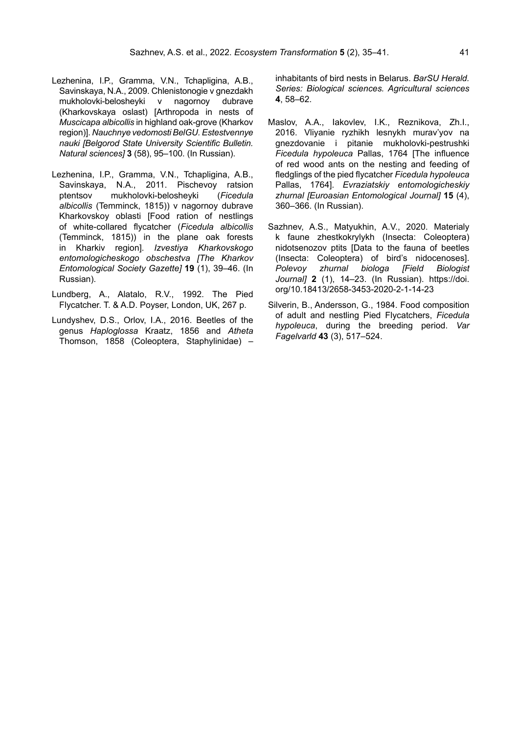Lezhenina, I.P., Gramma, V.N., Tchapligina, A.B., Savinskaya, N.A., 2009. Chlenistonogie v gnezdakh mukholovki-belosheyki v nagornoy dubrave (Kharkovskaya oslast) [Arthropoda in nests of *Muscicapa albicollis* in highland oak-grove (Kharkov region)]. *Nauchnye vedomosti BelGU. Estestvennye nauki [Belgorod State University Scientific Bulletin. Natural sciences]* **3** (58), 95–100. (In Russian).

Lezhenina, I.P., Gramma, V.N., Tchapligina, A.B., Savinskaya, N.A., 2011. Pischevoy ratsion ptentsov mukholovki-belosheyki (*Ficedula albicollis* (Temminck, 1815)) v nagornoy dubrave Kharkovskoy oblasti [Food ration of nestlings of white-collared flycatcher (*Ficedula albicollis* (Temminck, 1815)) in the plane oak forests in Kharkiv region]. *Izvestiya Kharkovskogo entomologicheskogo obschestva [The Kharkov Entomological Society Gazette]* **19** (1), 39–46. (In Russian).

Lundberg, A., Alatalo, R.V., 1992. The Pied Flycatcher. T. & A.D. Poyser, London, UK, 267 p.

Lundyshev, D.S., Orlov, I.A., 2016. Beetles of the genus *Haploglossa* Kraatz, 1856 and *Atheta* Thomson, 1858 (Coleoptera, Staphylinidae) – inhabitants of bird nests in Belarus. *BarSU Herald. Series: Biological sciences. Agricultural sciences* **4**, 58–62.

Maslov, A.A., Iakovlev, I.K., Reznikova, Zh.I., 2016. Vliyanie ryzhikh lesnykh murav'yov na gnezdovanie i pitanie mukholovki-pestrushki *Ficedula hypoleuca* Pallas, 1764 [The influence of red wood ants on the nesting and feeding of fledglings of the pied flycatcher *Ficedula hypoleuca* Pallas, 1764]. *Evraziatskiy entomologicheskiy zhurnal [Euroasian Entomological Journal]* **15** (4), 360–366. (In Russian).

Sazhnev, A.S., Matyukhin, A.V., 2020. Materialy k faune zhestkokrylykh (Insecta: Coleoptera) nidotsenozov ptits [Data to the fauna of beetles (Insecta: Coleoptera) of bird's nidocenoses]. *Polevoy zhurnal biologa [Field Biologist Journal]* **2** (1), 14–23. (In Russian). https://doi.org/10.18413/2658-3453-2020-2-1-14-23

Silverin, B., Andersson, G., 1984. Food composition of adult and nestling Pied Flycatchers, *Ficedula hypoleuca*, during the breeding period. *Var Fagelvarld* **43** (3), 517–524.